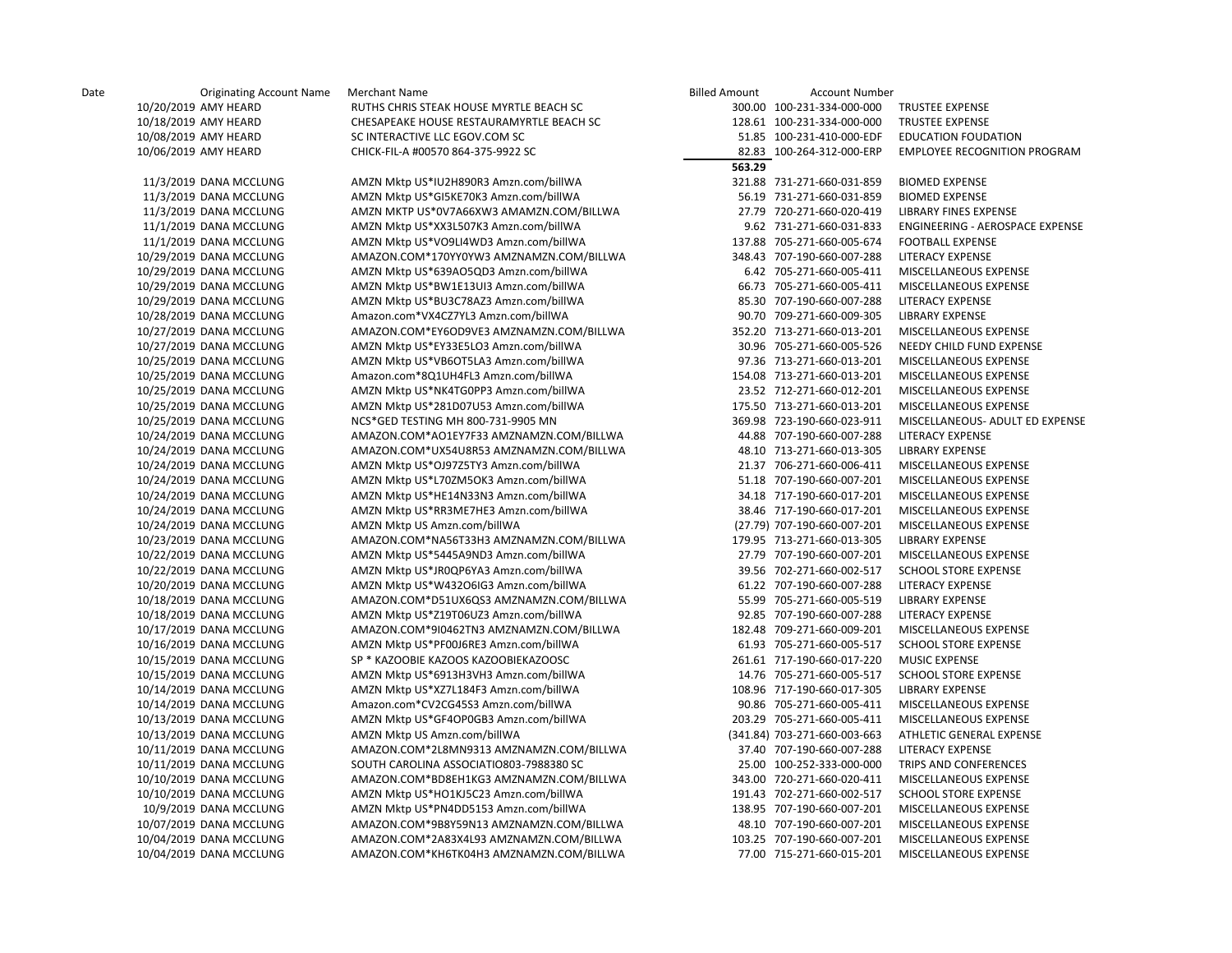| Date | Originating Account Name | Merchant Name | Billed Amount | Account Number | |
|---|---|---|---|---|---|
| 10/20/2019 | AMY HEARD | RUTHS CHRIS STEAK HOUSE MYRTLE BEACH SC | 300.00 | 100-231-334-000-000 | TRUSTEE EXPENSE |
| 10/18/2019 | AMY HEARD | CHESAPEAKE HOUSE RESTAURAMYRTLE BEACH SC | 128.61 | 100-231-334-000-000 | TRUSTEE EXPENSE |
| 10/08/2019 | AMY HEARD | SC INTERACTIVE LLC EGOV.COM SC | 51.85 | 100-231-410-000-EDF | EDUCATION FOUDATION |
| 10/06/2019 | AMY HEARD | CHICK-FIL-A #00570 864-375-9922 SC | 82.83 | 100-264-312-000-ERP | EMPLOYEE RECOGNITION PROGRAM |
| | | | **563.29** | | |
| 11/3/2019 | DANA MCCLUNG | AMZN Mktp US*IU2H890R3 Amzn.com/billWA | 321.88 | 731-271-660-031-859 | BIOMED EXPENSE |
| 11/3/2019 | DANA MCCLUNG | AMZN Mktp US*GI5KE70K3 Amzn.com/billWA | 56.19 | 731-271-660-031-859 | BIOMED EXPENSE |
| 11/3/2019 | DANA MCCLUNG | AMZN MKTP US*0V7A66XW3 AMAMZN.COM/BILLWA | 27.79 | 720-271-660-020-419 | LIBRARY FINES EXPENSE |
| 11/1/2019 | DANA MCCLUNG | AMZN Mktp US*XX3L507K3 Amzn.com/billWA | 9.62 | 731-271-660-031-833 | ENGINEERING - AEROSPACE EXPENSE |
| 11/1/2019 | DANA MCCLUNG | AMZN Mktp US*VO9LI4WD3 Amzn.com/billWA | 137.88 | 705-271-660-005-674 | FOOTBALL EXPENSE |
| 10/29/2019 | DANA MCCLUNG | AMAZON.COM*170YY0YW3 AMZNAMZN.COM/BILLWA | 348.43 | 707-190-660-007-288 | LITERACY EXPENSE |
| 10/29/2019 | DANA MCCLUNG | AMZN Mktp US*639AO5QD3 Amzn.com/billWA | 6.42 | 705-271-660-005-411 | MISCELLANEOUS EXPENSE |
| 10/29/2019 | DANA MCCLUNG | AMZN Mktp US*BW1E13UI3 Amzn.com/billWA | 66.73 | 705-271-660-005-411 | MISCELLANEOUS EXPENSE |
| 10/29/2019 | DANA MCCLUNG | AMZN Mktp US*BU3C78AZ3 Amzn.com/billWA | 85.30 | 707-190-660-007-288 | LITERACY EXPENSE |
| 10/28/2019 | DANA MCCLUNG | Amazon.com*VX4CZ7YL3 Amzn.com/billWA | 90.70 | 709-271-660-009-305 | LIBRARY EXPENSE |
| 10/27/2019 | DANA MCCLUNG | AMAZON.COM*EY6OD9VE3 AMZNAMZN.COM/BILLWA | 352.20 | 713-271-660-013-201 | MISCELLANEOUS EXPENSE |
| 10/27/2019 | DANA MCCLUNG | AMZN Mktp US*EY33E5LO3 Amzn.com/billWA | 30.96 | 705-271-660-005-526 | NEEDY CHILD FUND EXPENSE |
| 10/25/2019 | DANA MCCLUNG | AMZN Mktp US*VB6OT5LA3 Amzn.com/billWA | 97.36 | 713-271-660-013-201 | MISCELLANEOUS EXPENSE |
| 10/25/2019 | DANA MCCLUNG | Amazon.com*8Q1UH4FL3 Amzn.com/billWA | 154.08 | 713-271-660-013-201 | MISCELLANEOUS EXPENSE |
| 10/25/2019 | DANA MCCLUNG | AMZN Mktp US*NK4TG0PP3 Amzn.com/billWA | 23.52 | 712-271-660-012-201 | MISCELLANEOUS EXPENSE |
| 10/25/2019 | DANA MCCLUNG | AMZN Mktp US*281D07U53 Amzn.com/billWA | 175.50 | 713-271-660-013-201 | MISCELLANEOUS EXPENSE |
| 10/25/2019 | DANA MCCLUNG | NCS*GED TESTING MH 800-731-9905 MN | 369.98 | 723-190-660-023-911 | MISCELLANEOUS- ADULT ED EXPENSE |
| 10/24/2019 | DANA MCCLUNG | AMAZON.COM*AO1EY7F33 AMZNAMZN.COM/BILLWA | 44.88 | 707-190-660-007-288 | LITERACY EXPENSE |
| 10/24/2019 | DANA MCCLUNG | AMAZON.COM*UX54U8R53 AMZNAMZN.COM/BILLWA | 48.10 | 713-271-660-013-305 | LIBRARY EXPENSE |
| 10/24/2019 | DANA MCCLUNG | AMZN Mktp US*OJ97Z5TY3 Amzn.com/billWA | 21.37 | 706-271-660-006-411 | MISCELLANEOUS EXPENSE |
| 10/24/2019 | DANA MCCLUNG | AMZN Mktp US*L70ZM5OK3 Amzn.com/billWA | 51.18 | 707-190-660-007-201 | MISCELLANEOUS EXPENSE |
| 10/24/2019 | DANA MCCLUNG | AMZN Mktp US*HE14N33N3 Amzn.com/billWA | 34.18 | 717-190-660-017-201 | MISCELLANEOUS EXPENSE |
| 10/24/2019 | DANA MCCLUNG | AMZN Mktp US*RR3ME7HE3 Amzn.com/billWA | 38.46 | 717-190-660-017-201 | MISCELLANEOUS EXPENSE |
| 10/24/2019 | DANA MCCLUNG | AMZN Mktp US Amzn.com/billWA | (27.79) | 707-190-660-007-201 | MISCELLANEOUS EXPENSE |
| 10/23/2019 | DANA MCCLUNG | AMAZON.COM*NA56T33H3 AMZNAMZN.COM/BILLWA | 179.95 | 713-271-660-013-305 | LIBRARY EXPENSE |
| 10/22/2019 | DANA MCCLUNG | AMZN Mktp US*5445A9ND3 Amzn.com/billWA | 27.79 | 707-190-660-007-201 | MISCELLANEOUS EXPENSE |
| 10/22/2019 | DANA MCCLUNG | AMZN Mktp US*JR0QP6YA3 Amzn.com/billWA | 39.56 | 702-271-660-002-517 | SCHOOL STORE EXPENSE |
| 10/20/2019 | DANA MCCLUNG | AMZN Mktp US*W432O6IG3 Amzn.com/billWA | 61.22 | 707-190-660-007-288 | LITERACY EXPENSE |
| 10/18/2019 | DANA MCCLUNG | AMAZON.COM*D51UX6QS3 AMZNAMZN.COM/BILLWA | 55.99 | 705-271-660-005-519 | LIBRARY EXPENSE |
| 10/18/2019 | DANA MCCLUNG | AMZN Mktp US*Z19T06UZ3 Amzn.com/billWA | 92.85 | 707-190-660-007-288 | LITERACY EXPENSE |
| 10/17/2019 | DANA MCCLUNG | AMAZON.COM*9I0462TN3 AMZNAMZN.COM/BILLWA | 182.48 | 709-271-660-009-201 | MISCELLANEOUS EXPENSE |
| 10/16/2019 | DANA MCCLUNG | AMZN Mktp US*PF00J6RE3 Amzn.com/billWA | 61.93 | 705-271-660-005-517 | SCHOOL STORE EXPENSE |
| 10/15/2019 | DANA MCCLUNG | SP * KAZOOBIE KAZOOS KAZOOBIEKAZOOSC | 261.61 | 717-190-660-017-220 | MUSIC EXPENSE |
| 10/15/2019 | DANA MCCLUNG | AMZN Mktp US*6913H3VH3 Amzn.com/billWA | 14.76 | 705-271-660-005-517 | SCHOOL STORE EXPENSE |
| 10/14/2019 | DANA MCCLUNG | AMZN Mktp US*XZ7L184F3 Amzn.com/billWA | 108.96 | 717-190-660-017-305 | LIBRARY EXPENSE |
| 10/14/2019 | DANA MCCLUNG | Amazon.com*CV2CG45S3 Amzn.com/billWA | 90.86 | 705-271-660-005-411 | MISCELLANEOUS EXPENSE |
| 10/13/2019 | DANA MCCLUNG | AMZN Mktp US*GF4OP0GB3 Amzn.com/billWA | 203.29 | 705-271-660-005-411 | MISCELLANEOUS EXPENSE |
| 10/13/2019 | DANA MCCLUNG | AMZN Mktp US Amzn.com/billWA | (341.84) | 703-271-660-003-663 | ATHLETIC GENERAL EXPENSE |
| 10/11/2019 | DANA MCCLUNG | AMAZON.COM*2L8MN9313 AMZNAMZN.COM/BILLWA | 37.40 | 707-190-660-007-288 | LITERACY EXPENSE |
| 10/11/2019 | DANA MCCLUNG | SOUTH CAROLINA ASSOCIATIO803-7988380 SC | 25.00 | 100-252-333-000-000 | TRIPS AND CONFERENCES |
| 10/10/2019 | DANA MCCLUNG | AMAZON.COM*BD8EH1KG3 AMZNAMZN.COM/BILLWA | 343.00 | 720-271-660-020-411 | MISCELLANEOUS EXPENSE |
| 10/10/2019 | DANA MCCLUNG | AMZN Mktp US*HO1KJ5C23 Amzn.com/billWA | 191.43 | 702-271-660-002-517 | SCHOOL STORE EXPENSE |
| 10/9/2019 | DANA MCCLUNG | AMZN Mktp US*PN4DD5153 Amzn.com/billWA | 138.95 | 707-190-660-007-201 | MISCELLANEOUS EXPENSE |
| 10/07/2019 | DANA MCCLUNG | AMAZON.COM*9B8Y59N13 AMZNAMZN.COM/BILLWA | 48.10 | 707-190-660-007-201 | MISCELLANEOUS EXPENSE |
| 10/04/2019 | DANA MCCLUNG | AMAZON.COM*2A83X4L93 AMZNAMZN.COM/BILLWA | 103.25 | 707-190-660-007-201 | MISCELLANEOUS EXPENSE |
| 10/04/2019 | DANA MCCLUNG | AMAZON.COM*KH6TK04H3 AMZNAMZN.COM/BILLWA | 77.00 | 715-271-660-015-201 | MISCELLANEOUS EXPENSE |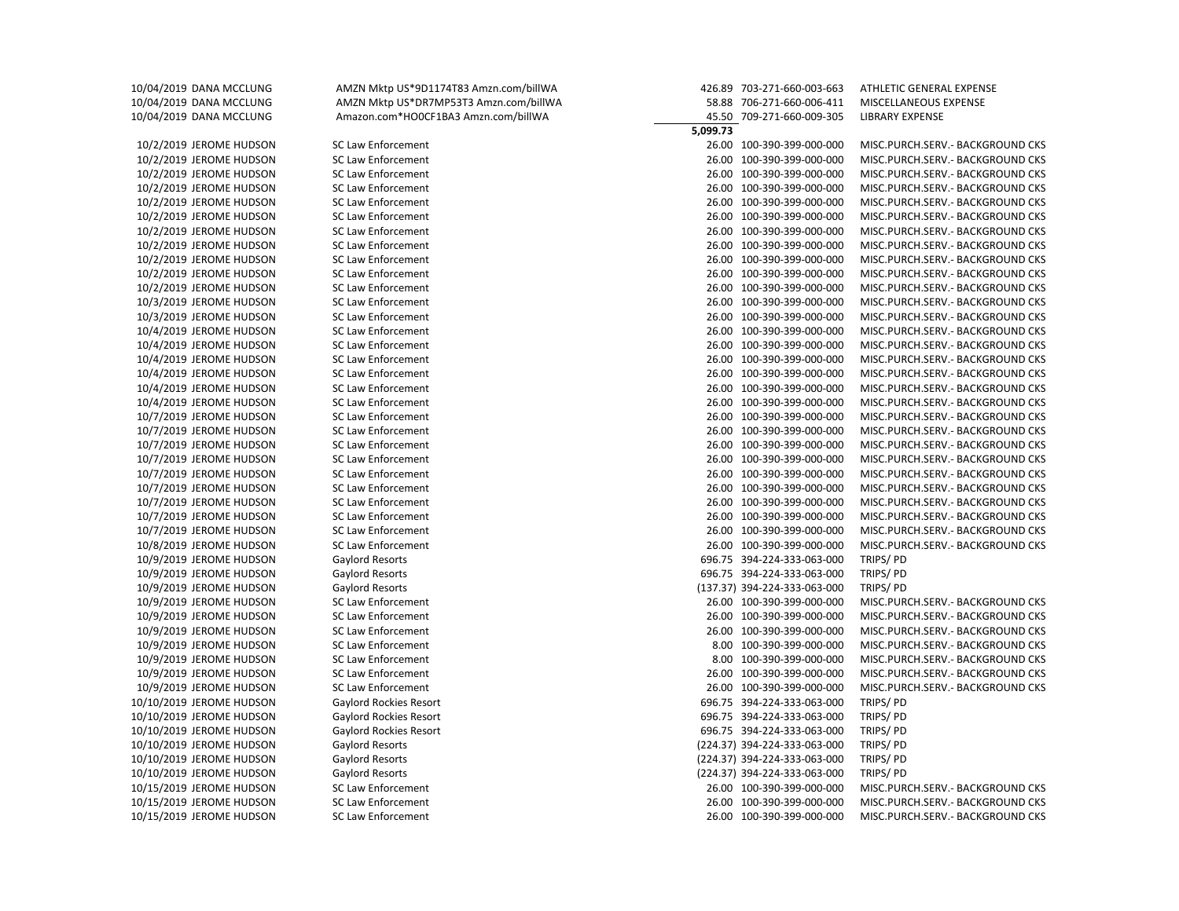| Date | Cardholder | Vendor | Amount | Account | Description |
|---|---|---|---|---|---|
| 10/04/2019 | DANA MCCLUNG | AMZN Mktp US*9D1174T83 Amzn.com/billWA | 426.89 | 703-271-660-003-663 | ATHLETIC GENERAL EXPENSE |
| 10/04/2019 | DANA MCCLUNG | AMZN Mktp US*DR7MP53T3 Amzn.com/billWA | 58.88 | 706-271-660-006-411 | MISCELLANEOUS EXPENSE |
| 10/04/2019 | DANA MCCLUNG | Amazon.com*HO0CF1BA3 Amzn.com/billWA | 45.50 | 709-271-660-009-305 | LIBRARY EXPENSE |
| | | | **5,099.73** | | |
| 10/2/2019 | JEROME HUDSON | SC Law Enforcement | 26.00 | 100-390-399-000-000 | MISC.PURCH.SERV.- BACKGROUND CKS |
| 10/2/2019 | JEROME HUDSON | SC Law Enforcement | 26.00 | 100-390-399-000-000 | MISC.PURCH.SERV.- BACKGROUND CKS |
| 10/2/2019 | JEROME HUDSON | SC Law Enforcement | 26.00 | 100-390-399-000-000 | MISC.PURCH.SERV.- BACKGROUND CKS |
| 10/2/2019 | JEROME HUDSON | SC Law Enforcement | 26.00 | 100-390-399-000-000 | MISC.PURCH.SERV.- BACKGROUND CKS |
| 10/2/2019 | JEROME HUDSON | SC Law Enforcement | 26.00 | 100-390-399-000-000 | MISC.PURCH.SERV.- BACKGROUND CKS |
| 10/2/2019 | JEROME HUDSON | SC Law Enforcement | 26.00 | 100-390-399-000-000 | MISC.PURCH.SERV.- BACKGROUND CKS |
| 10/2/2019 | JEROME HUDSON | SC Law Enforcement | 26.00 | 100-390-399-000-000 | MISC.PURCH.SERV.- BACKGROUND CKS |
| 10/2/2019 | JEROME HUDSON | SC Law Enforcement | 26.00 | 100-390-399-000-000 | MISC.PURCH.SERV.- BACKGROUND CKS |
| 10/2/2019 | JEROME HUDSON | SC Law Enforcement | 26.00 | 100-390-399-000-000 | MISC.PURCH.SERV.- BACKGROUND CKS |
| 10/2/2019 | JEROME HUDSON | SC Law Enforcement | 26.00 | 100-390-399-000-000 | MISC.PURCH.SERV.- BACKGROUND CKS |
| 10/2/2019 | JEROME HUDSON | SC Law Enforcement | 26.00 | 100-390-399-000-000 | MISC.PURCH.SERV.- BACKGROUND CKS |
| 10/3/2019 | JEROME HUDSON | SC Law Enforcement | 26.00 | 100-390-399-000-000 | MISC.PURCH.SERV.- BACKGROUND CKS |
| 10/3/2019 | JEROME HUDSON | SC Law Enforcement | 26.00 | 100-390-399-000-000 | MISC.PURCH.SERV.- BACKGROUND CKS |
| 10/4/2019 | JEROME HUDSON | SC Law Enforcement | 26.00 | 100-390-399-000-000 | MISC.PURCH.SERV.- BACKGROUND CKS |
| 10/4/2019 | JEROME HUDSON | SC Law Enforcement | 26.00 | 100-390-399-000-000 | MISC.PURCH.SERV.- BACKGROUND CKS |
| 10/4/2019 | JEROME HUDSON | SC Law Enforcement | 26.00 | 100-390-399-000-000 | MISC.PURCH.SERV.- BACKGROUND CKS |
| 10/4/2019 | JEROME HUDSON | SC Law Enforcement | 26.00 | 100-390-399-000-000 | MISC.PURCH.SERV.- BACKGROUND CKS |
| 10/4/2019 | JEROME HUDSON | SC Law Enforcement | 26.00 | 100-390-399-000-000 | MISC.PURCH.SERV.- BACKGROUND CKS |
| 10/4/2019 | JEROME HUDSON | SC Law Enforcement | 26.00 | 100-390-399-000-000 | MISC.PURCH.SERV.- BACKGROUND CKS |
| 10/7/2019 | JEROME HUDSON | SC Law Enforcement | 26.00 | 100-390-399-000-000 | MISC.PURCH.SERV.- BACKGROUND CKS |
| 10/7/2019 | JEROME HUDSON | SC Law Enforcement | 26.00 | 100-390-399-000-000 | MISC.PURCH.SERV.- BACKGROUND CKS |
| 10/7/2019 | JEROME HUDSON | SC Law Enforcement | 26.00 | 100-390-399-000-000 | MISC.PURCH.SERV.- BACKGROUND CKS |
| 10/7/2019 | JEROME HUDSON | SC Law Enforcement | 26.00 | 100-390-399-000-000 | MISC.PURCH.SERV.- BACKGROUND CKS |
| 10/7/2019 | JEROME HUDSON | SC Law Enforcement | 26.00 | 100-390-399-000-000 | MISC.PURCH.SERV.- BACKGROUND CKS |
| 10/7/2019 | JEROME HUDSON | SC Law Enforcement | 26.00 | 100-390-399-000-000 | MISC.PURCH.SERV.- BACKGROUND CKS |
| 10/7/2019 | JEROME HUDSON | SC Law Enforcement | 26.00 | 100-390-399-000-000 | MISC.PURCH.SERV.- BACKGROUND CKS |
| 10/7/2019 | JEROME HUDSON | SC Law Enforcement | 26.00 | 100-390-399-000-000 | MISC.PURCH.SERV.- BACKGROUND CKS |
| 10/7/2019 | JEROME HUDSON | SC Law Enforcement | 26.00 | 100-390-399-000-000 | MISC.PURCH.SERV.- BACKGROUND CKS |
| 10/8/2019 | JEROME HUDSON | SC Law Enforcement | 26.00 | 100-390-399-000-000 | MISC.PURCH.SERV.- BACKGROUND CKS |
| 10/9/2019 | JEROME HUDSON | Gaylord Resorts | 696.75 | 394-224-333-063-000 | TRIPS/ PD |
| 10/9/2019 | JEROME HUDSON | Gaylord Resorts | 696.75 | 394-224-333-063-000 | TRIPS/ PD |
| 10/9/2019 | JEROME HUDSON | Gaylord Resorts | (137.37) | 394-224-333-063-000 | TRIPS/ PD |
| 10/9/2019 | JEROME HUDSON | SC Law Enforcement | 26.00 | 100-390-399-000-000 | MISC.PURCH.SERV.- BACKGROUND CKS |
| 10/9/2019 | JEROME HUDSON | SC Law Enforcement | 26.00 | 100-390-399-000-000 | MISC.PURCH.SERV.- BACKGROUND CKS |
| 10/9/2019 | JEROME HUDSON | SC Law Enforcement | 26.00 | 100-390-399-000-000 | MISC.PURCH.SERV.- BACKGROUND CKS |
| 10/9/2019 | JEROME HUDSON | SC Law Enforcement | 8.00 | 100-390-399-000-000 | MISC.PURCH.SERV.- BACKGROUND CKS |
| 10/9/2019 | JEROME HUDSON | SC Law Enforcement | 8.00 | 100-390-399-000-000 | MISC.PURCH.SERV.- BACKGROUND CKS |
| 10/9/2019 | JEROME HUDSON | SC Law Enforcement | 26.00 | 100-390-399-000-000 | MISC.PURCH.SERV.- BACKGROUND CKS |
| 10/9/2019 | JEROME HUDSON | SC Law Enforcement | 26.00 | 100-390-399-000-000 | MISC.PURCH.SERV.- BACKGROUND CKS |
| 10/10/2019 | JEROME HUDSON | Gaylord Rockies Resort | 696.75 | 394-224-333-063-000 | TRIPS/ PD |
| 10/10/2019 | JEROME HUDSON | Gaylord Rockies Resort | 696.75 | 394-224-333-063-000 | TRIPS/ PD |
| 10/10/2019 | JEROME HUDSON | Gaylord Rockies Resort | 696.75 | 394-224-333-063-000 | TRIPS/ PD |
| 10/10/2019 | JEROME HUDSON | Gaylord Resorts | (224.37) | 394-224-333-063-000 | TRIPS/ PD |
| 10/10/2019 | JEROME HUDSON | Gaylord Resorts | (224.37) | 394-224-333-063-000 | TRIPS/ PD |
| 10/10/2019 | JEROME HUDSON | Gaylord Resorts | (224.37) | 394-224-333-063-000 | TRIPS/ PD |
| 10/15/2019 | JEROME HUDSON | SC Law Enforcement | 26.00 | 100-390-399-000-000 | MISC.PURCH.SERV.- BACKGROUND CKS |
| 10/15/2019 | JEROME HUDSON | SC Law Enforcement | 26.00 | 100-390-399-000-000 | MISC.PURCH.SERV.- BACKGROUND CKS |
| 10/15/2019 | JEROME HUDSON | SC Law Enforcement | 26.00 | 100-390-399-000-000 | MISC.PURCH.SERV.- BACKGROUND CKS |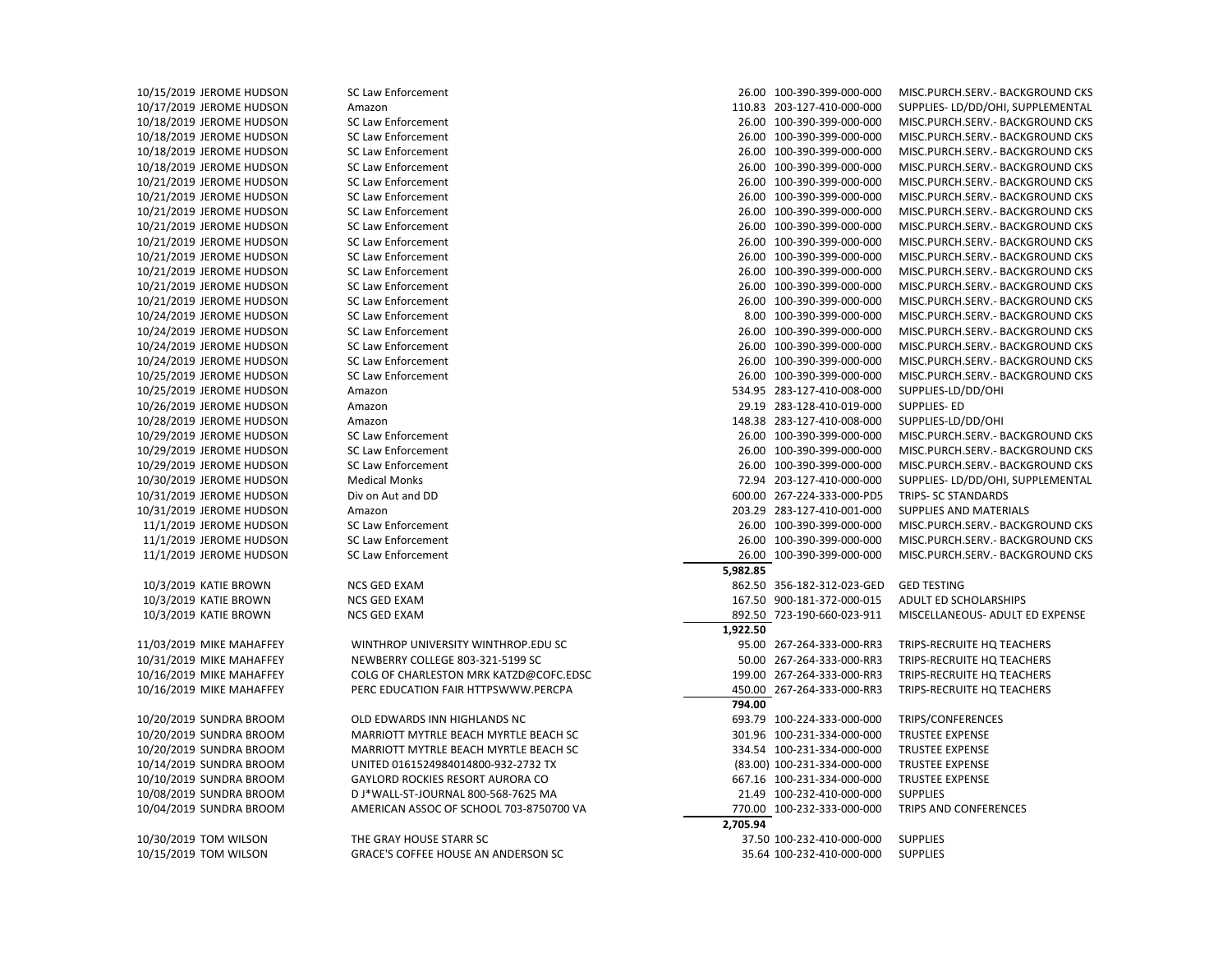| Date | Name | Vendor | Amount | Subtotal | Account | Description |
|---|---|---|---|---|---|---|
| 10/15/2019 | JEROME HUDSON | SC Law Enforcement | 26.00 | | 100-390-399-000-000 | MISC.PURCH.SERV.- BACKGROUND CKS |
| 10/17/2019 | JEROME HUDSON | Amazon | 110.83 | | 203-127-410-000-000 | SUPPLIES- LD/DD/OHI, SUPPLEMENTAL |
| 10/18/2019 | JEROME HUDSON | SC Law Enforcement | 26.00 | | 100-390-399-000-000 | MISC.PURCH.SERV.- BACKGROUND CKS |
| 10/18/2019 | JEROME HUDSON | SC Law Enforcement | 26.00 | | 100-390-399-000-000 | MISC.PURCH.SERV.- BACKGROUND CKS |
| 10/18/2019 | JEROME HUDSON | SC Law Enforcement | 26.00 | | 100-390-399-000-000 | MISC.PURCH.SERV.- BACKGROUND CKS |
| 10/18/2019 | JEROME HUDSON | SC Law Enforcement | 26.00 | | 100-390-399-000-000 | MISC.PURCH.SERV.- BACKGROUND CKS |
| 10/21/2019 | JEROME HUDSON | SC Law Enforcement | 26.00 | | 100-390-399-000-000 | MISC.PURCH.SERV.- BACKGROUND CKS |
| 10/21/2019 | JEROME HUDSON | SC Law Enforcement | 26.00 | | 100-390-399-000-000 | MISC.PURCH.SERV.- BACKGROUND CKS |
| 10/21/2019 | JEROME HUDSON | SC Law Enforcement | 26.00 | | 100-390-399-000-000 | MISC.PURCH.SERV.- BACKGROUND CKS |
| 10/21/2019 | JEROME HUDSON | SC Law Enforcement | 26.00 | | 100-390-399-000-000 | MISC.PURCH.SERV.- BACKGROUND CKS |
| 10/21/2019 | JEROME HUDSON | SC Law Enforcement | 26.00 | | 100-390-399-000-000 | MISC.PURCH.SERV.- BACKGROUND CKS |
| 10/21/2019 | JEROME HUDSON | SC Law Enforcement | 26.00 | | 100-390-399-000-000 | MISC.PURCH.SERV.- BACKGROUND CKS |
| 10/21/2019 | JEROME HUDSON | SC Law Enforcement | 26.00 | | 100-390-399-000-000 | MISC.PURCH.SERV.- BACKGROUND CKS |
| 10/21/2019 | JEROME HUDSON | SC Law Enforcement | 26.00 | | 100-390-399-000-000 | MISC.PURCH.SERV.- BACKGROUND CKS |
| 10/21/2019 | JEROME HUDSON | SC Law Enforcement | 26.00 | | 100-390-399-000-000 | MISC.PURCH.SERV.- BACKGROUND CKS |
| 10/24/2019 | JEROME HUDSON | SC Law Enforcement | 8.00 | | 100-390-399-000-000 | MISC.PURCH.SERV.- BACKGROUND CKS |
| 10/24/2019 | JEROME HUDSON | SC Law Enforcement | 26.00 | | 100-390-399-000-000 | MISC.PURCH.SERV.- BACKGROUND CKS |
| 10/24/2019 | JEROME HUDSON | SC Law Enforcement | 26.00 | | 100-390-399-000-000 | MISC.PURCH.SERV.- BACKGROUND CKS |
| 10/24/2019 | JEROME HUDSON | SC Law Enforcement | 26.00 | | 100-390-399-000-000 | MISC.PURCH.SERV.- BACKGROUND CKS |
| 10/25/2019 | JEROME HUDSON | SC Law Enforcement | 26.00 | | 100-390-399-000-000 | MISC.PURCH.SERV.- BACKGROUND CKS |
| 10/25/2019 | JEROME HUDSON | Amazon | 534.95 | | 283-127-410-008-000 | SUPPLIES-LD/DD/OHI |
| 10/26/2019 | JEROME HUDSON | Amazon | 29.19 | | 283-128-410-019-000 | SUPPLIES- ED |
| 10/28/2019 | JEROME HUDSON | Amazon | 148.38 | | 283-127-410-008-000 | SUPPLIES-LD/DD/OHI |
| 10/29/2019 | JEROME HUDSON | SC Law Enforcement | 26.00 | | 100-390-399-000-000 | MISC.PURCH.SERV.- BACKGROUND CKS |
| 10/29/2019 | JEROME HUDSON | SC Law Enforcement | 26.00 | | 100-390-399-000-000 | MISC.PURCH.SERV.- BACKGROUND CKS |
| 10/29/2019 | JEROME HUDSON | SC Law Enforcement | 26.00 | | 100-390-399-000-000 | MISC.PURCH.SERV.- BACKGROUND CKS |
| 10/30/2019 | JEROME HUDSON | Medical Monks | 72.94 | | 203-127-410-000-000 | SUPPLIES- LD/DD/OHI, SUPPLEMENTAL |
| 10/31/2019 | JEROME HUDSON | Div on Aut and DD | 600.00 | | 267-224-333-000-PD5 | TRIPS- SC STANDARDS |
| 10/31/2019 | JEROME HUDSON | Amazon | 203.29 | | 283-127-410-001-000 | SUPPLIES AND MATERIALS |
| 11/1/2019 | JEROME HUDSON | SC Law Enforcement | 26.00 | | 100-390-399-000-000 | MISC.PURCH.SERV.- BACKGROUND CKS |
| 11/1/2019 | JEROME HUDSON | SC Law Enforcement | 26.00 | | 100-390-399-000-000 | MISC.PURCH.SERV.- BACKGROUND CKS |
| 11/1/2019 | JEROME HUDSON | SC Law Enforcement | 26.00 | | 100-390-399-000-000 | MISC.PURCH.SERV.- BACKGROUND CKS |
| | | | | 5,982.85 | | |
| 10/3/2019 | KATIE BROWN | NCS GED EXAM | 862.50 | | 356-182-312-023-GED | GED TESTING |
| 10/3/2019 | KATIE BROWN | NCS GED EXAM | 167.50 | | 900-181-372-000-015 | ADULT ED SCHOLARSHIPS |
| 10/3/2019 | KATIE BROWN | NCS GED EXAM | 892.50 | | 723-190-660-023-911 | MISCELLANEOUS- ADULT ED EXPENSE |
| | | | | 1,922.50 | | |
| 11/03/2019 | MIKE MAHAFFEY | WINTHROP UNIVERSITY WINTHROP.EDU SC | 95.00 | | 267-264-333-000-RR3 | TRIPS-RECRUITE HQ TEACHERS |
| 10/31/2019 | MIKE MAHAFFEY | NEWBERRY COLLEGE 803-321-5199 SC | 50.00 | | 267-264-333-000-RR3 | TRIPS-RECRUITE HQ TEACHERS |
| 10/16/2019 | MIKE MAHAFFEY | COLG OF CHARLESTON MRK KATZD@COFC.EDSC | 199.00 | | 267-264-333-000-RR3 | TRIPS-RECRUITE HQ TEACHERS |
| 10/16/2019 | MIKE MAHAFFEY | PERC EDUCATION FAIR HTTPSWWW.PERCPA | 450.00 | | 267-264-333-000-RR3 | TRIPS-RECRUITE HQ TEACHERS |
| | | | | 794.00 | | |
| 10/20/2019 | SUNDRA BROOM | OLD EDWARDS INN HIGHLANDS NC | 693.79 | | 100-224-333-000-000 | TRIPS/CONFERENCES |
| 10/20/2019 | SUNDRA BROOM | MARRIOTT MYTRLE BEACH MYRTLE BEACH SC | 301.96 | | 100-231-334-000-000 | TRUSTEE EXPENSE |
| 10/20/2019 | SUNDRA BROOM | MARRIOTT MYTRLE BEACH MYRTLE BEACH SC | 334.54 | | 100-231-334-000-000 | TRUSTEE EXPENSE |
| 10/14/2019 | SUNDRA BROOM | UNITED 0161524984014800-932-2732 TX | (83.00) | | 100-231-334-000-000 | TRUSTEE EXPENSE |
| 10/10/2019 | SUNDRA BROOM | GAYLORD ROCKIES RESORT AURORA CO | 667.16 | | 100-231-334-000-000 | TRUSTEE EXPENSE |
| 10/08/2019 | SUNDRA BROOM | D J*WALL-ST-JOURNAL 800-568-7625 MA | 21.49 | | 100-232-410-000-000 | SUPPLIES |
| 10/04/2019 | SUNDRA BROOM | AMERICAN ASSOC OF SCHOOL 703-8750700 VA | 770.00 | | 100-232-333-000-000 | TRIPS AND CONFERENCES |
| | | | | 2,705.94 | | |
| 10/30/2019 | TOM WILSON | THE GRAY HOUSE STARR SC | 37.50 | | 100-232-410-000-000 | SUPPLIES |
| 10/15/2019 | TOM WILSON | GRACE'S COFFEE HOUSE AN ANDERSON SC | 35.64 | | 100-232-410-000-000 | SUPPLIES |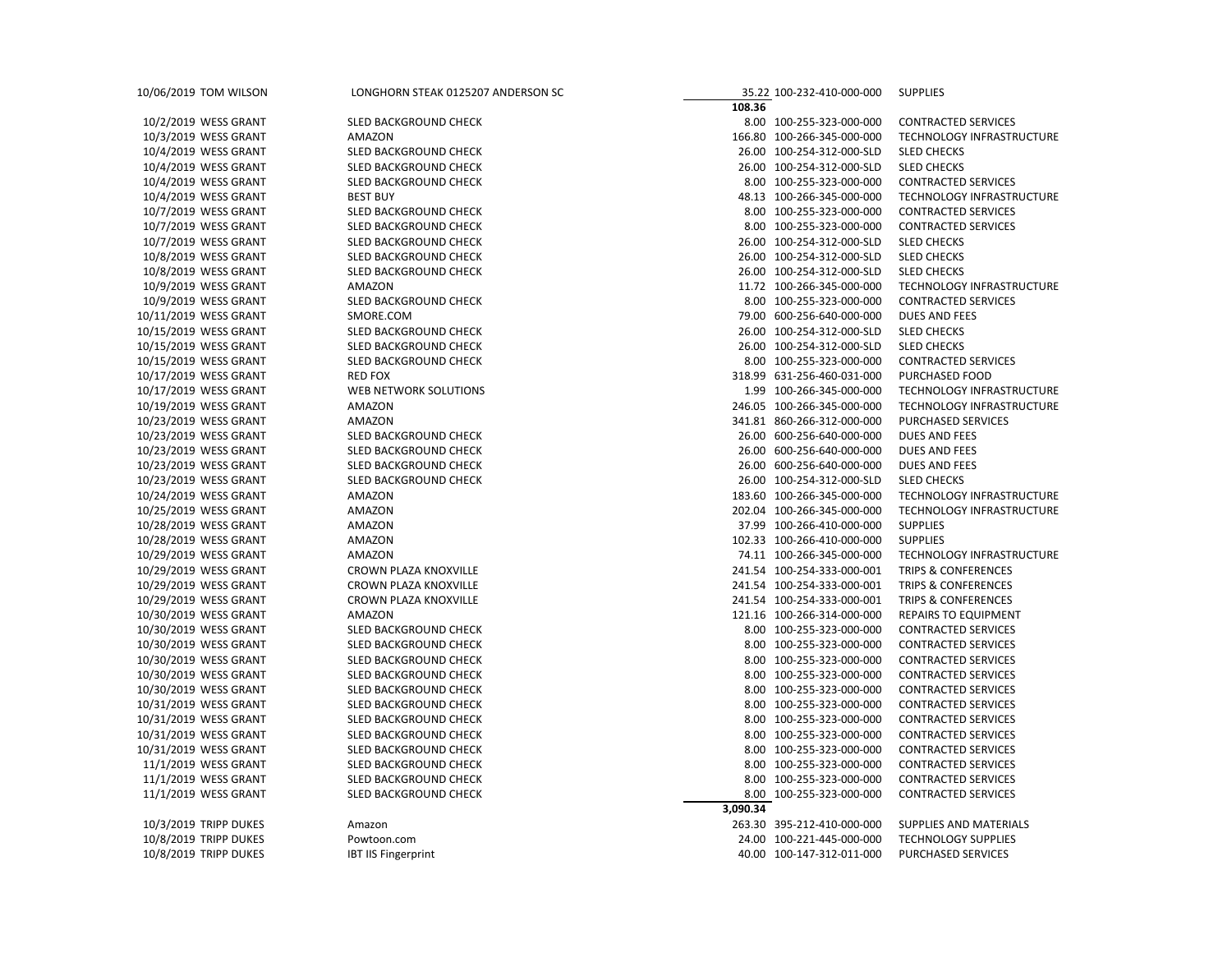| Date | Name | Vendor | Amount | Account | Description |
|---|---|---|---|---|---|
| 10/06/2019 | TOM WILSON | LONGHORN STEAK 0125207 ANDERSON SC | 35.22 | 100-232-410-000-000 | SUPPLIES |
| | | | 108.36 | | |
| 10/2/2019 | WESS GRANT | SLED BACKGROUND CHECK | 8.00 | 100-255-323-000-000 | CONTRACTED SERVICES |
| 10/3/2019 | WESS GRANT | AMAZON | 166.80 | 100-266-345-000-000 | TECHNOLOGY INFRASTRUCTURE |
| 10/4/2019 | WESS GRANT | SLED BACKGROUND CHECK | 26.00 | 100-254-312-000-SLD | SLED CHECKS |
| 10/4/2019 | WESS GRANT | SLED BACKGROUND CHECK | 26.00 | 100-254-312-000-SLD | SLED CHECKS |
| 10/4/2019 | WESS GRANT | SLED BACKGROUND CHECK | 8.00 | 100-255-323-000-000 | CONTRACTED SERVICES |
| 10/4/2019 | WESS GRANT | BEST BUY | 48.13 | 100-266-345-000-000 | TECHNOLOGY INFRASTRUCTURE |
| 10/7/2019 | WESS GRANT | SLED BACKGROUND CHECK | 8.00 | 100-255-323-000-000 | CONTRACTED SERVICES |
| 10/7/2019 | WESS GRANT | SLED BACKGROUND CHECK | 8.00 | 100-255-323-000-000 | CONTRACTED SERVICES |
| 10/7/2019 | WESS GRANT | SLED BACKGROUND CHECK | 26.00 | 100-254-312-000-SLD | SLED CHECKS |
| 10/8/2019 | WESS GRANT | SLED BACKGROUND CHECK | 26.00 | 100-254-312-000-SLD | SLED CHECKS |
| 10/8/2019 | WESS GRANT | SLED BACKGROUND CHECK | 26.00 | 100-254-312-000-SLD | SLED CHECKS |
| 10/9/2019 | WESS GRANT | AMAZON | 11.72 | 100-266-345-000-000 | TECHNOLOGY INFRASTRUCTURE |
| 10/9/2019 | WESS GRANT | SLED BACKGROUND CHECK | 8.00 | 100-255-323-000-000 | CONTRACTED SERVICES |
| 10/11/2019 | WESS GRANT | SMORE.COM | 79.00 | 600-256-640-000-000 | DUES AND FEES |
| 10/15/2019 | WESS GRANT | SLED BACKGROUND CHECK | 26.00 | 100-254-312-000-SLD | SLED CHECKS |
| 10/15/2019 | WESS GRANT | SLED BACKGROUND CHECK | 26.00 | 100-254-312-000-SLD | SLED CHECKS |
| 10/15/2019 | WESS GRANT | SLED BACKGROUND CHECK | 8.00 | 100-255-323-000-000 | CONTRACTED SERVICES |
| 10/17/2019 | WESS GRANT | RED FOX | 318.99 | 631-256-460-031-000 | PURCHASED FOOD |
| 10/17/2019 | WESS GRANT | WEB NETWORK SOLUTIONS | 1.99 | 100-266-345-000-000 | TECHNOLOGY INFRASTRUCTURE |
| 10/19/2019 | WESS GRANT | AMAZON | 246.05 | 100-266-345-000-000 | TECHNOLOGY INFRASTRUCTURE |
| 10/23/2019 | WESS GRANT | AMAZON | 341.81 | 860-266-312-000-000 | PURCHASED SERVICES |
| 10/23/2019 | WESS GRANT | SLED BACKGROUND CHECK | 26.00 | 600-256-640-000-000 | DUES AND FEES |
| 10/23/2019 | WESS GRANT | SLED BACKGROUND CHECK | 26.00 | 600-256-640-000-000 | DUES AND FEES |
| 10/23/2019 | WESS GRANT | SLED BACKGROUND CHECK | 26.00 | 600-256-640-000-000 | DUES AND FEES |
| 10/23/2019 | WESS GRANT | SLED BACKGROUND CHECK | 26.00 | 100-254-312-000-SLD | SLED CHECKS |
| 10/24/2019 | WESS GRANT | AMAZON | 183.60 | 100-266-345-000-000 | TECHNOLOGY INFRASTRUCTURE |
| 10/25/2019 | WESS GRANT | AMAZON | 202.04 | 100-266-345-000-000 | TECHNOLOGY INFRASTRUCTURE |
| 10/28/2019 | WESS GRANT | AMAZON | 37.99 | 100-266-410-000-000 | SUPPLIES |
| 10/28/2019 | WESS GRANT | AMAZON | 102.33 | 100-266-410-000-000 | SUPPLIES |
| 10/29/2019 | WESS GRANT | AMAZON | 74.11 | 100-266-345-000-000 | TECHNOLOGY INFRASTRUCTURE |
| 10/29/2019 | WESS GRANT | CROWN PLAZA KNOXVILLE | 241.54 | 100-254-333-000-001 | TRIPS & CONFERENCES |
| 10/29/2019 | WESS GRANT | CROWN PLAZA KNOXVILLE | 241.54 | 100-254-333-000-001 | TRIPS & CONFERENCES |
| 10/29/2019 | WESS GRANT | CROWN PLAZA KNOXVILLE | 241.54 | 100-254-333-000-001 | TRIPS & CONFERENCES |
| 10/30/2019 | WESS GRANT | AMAZON | 121.16 | 100-266-314-000-000 | REPAIRS TO EQUIPMENT |
| 10/30/2019 | WESS GRANT | SLED BACKGROUND CHECK | 8.00 | 100-255-323-000-000 | CONTRACTED SERVICES |
| 10/30/2019 | WESS GRANT | SLED BACKGROUND CHECK | 8.00 | 100-255-323-000-000 | CONTRACTED SERVICES |
| 10/30/2019 | WESS GRANT | SLED BACKGROUND CHECK | 8.00 | 100-255-323-000-000 | CONTRACTED SERVICES |
| 10/30/2019 | WESS GRANT | SLED BACKGROUND CHECK | 8.00 | 100-255-323-000-000 | CONTRACTED SERVICES |
| 10/30/2019 | WESS GRANT | SLED BACKGROUND CHECK | 8.00 | 100-255-323-000-000 | CONTRACTED SERVICES |
| 10/31/2019 | WESS GRANT | SLED BACKGROUND CHECK | 8.00 | 100-255-323-000-000 | CONTRACTED SERVICES |
| 10/31/2019 | WESS GRANT | SLED BACKGROUND CHECK | 8.00 | 100-255-323-000-000 | CONTRACTED SERVICES |
| 10/31/2019 | WESS GRANT | SLED BACKGROUND CHECK | 8.00 | 100-255-323-000-000 | CONTRACTED SERVICES |
| 10/31/2019 | WESS GRANT | SLED BACKGROUND CHECK | 8.00 | 100-255-323-000-000 | CONTRACTED SERVICES |
| 11/1/2019 | WESS GRANT | SLED BACKGROUND CHECK | 8.00 | 100-255-323-000-000 | CONTRACTED SERVICES |
| 11/1/2019 | WESS GRANT | SLED BACKGROUND CHECK | 8.00 | 100-255-323-000-000 | CONTRACTED SERVICES |
| 11/1/2019 | WESS GRANT | SLED BACKGROUND CHECK | 8.00 | 100-255-323-000-000 | CONTRACTED SERVICES |
| | | | 3,090.34 | | |
| 10/3/2019 | TRIPP DUKES | Amazon | 263.30 | 395-212-410-000-000 | SUPPLIES AND MATERIALS |
| 10/8/2019 | TRIPP DUKES | Powtoon.com | 24.00 | 100-221-445-000-000 | TECHNOLOGY SUPPLIES |
| 10/8/2019 | TRIPP DUKES | IBT IIS Fingerprint | 40.00 | 100-147-312-011-000 | PURCHASED SERVICES |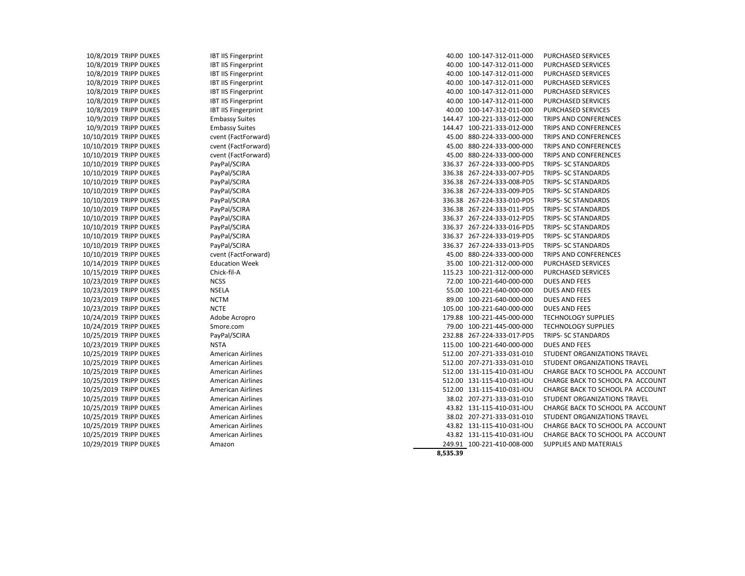| | | | | | |
|---|---|---|---|---|---|
| 10/8/2019 | TRIPP DUKES | IBT IIS Fingerprint | 40.00 | 100-147-312-011-000 | PURCHASED SERVICES |
| 10/8/2019 | TRIPP DUKES | IBT IIS Fingerprint | 40.00 | 100-147-312-011-000 | PURCHASED SERVICES |
| 10/8/2019 | TRIPP DUKES | IBT IIS Fingerprint | 40.00 | 100-147-312-011-000 | PURCHASED SERVICES |
| 10/8/2019 | TRIPP DUKES | IBT IIS Fingerprint | 40.00 | 100-147-312-011-000 | PURCHASED SERVICES |
| 10/8/2019 | TRIPP DUKES | IBT IIS Fingerprint | 40.00 | 100-147-312-011-000 | PURCHASED SERVICES |
| 10/8/2019 | TRIPP DUKES | IBT IIS Fingerprint | 40.00 | 100-147-312-011-000 | PURCHASED SERVICES |
| 10/8/2019 | TRIPP DUKES | IBT IIS Fingerprint | 40.00 | 100-147-312-011-000 | PURCHASED SERVICES |
| 10/9/2019 | TRIPP DUKES | Embassy Suites | 144.47 | 100-221-333-012-000 | TRIPS AND CONFERENCES |
| 10/9/2019 | TRIPP DUKES | Embassy Suites | 144.47 | 100-221-333-012-000 | TRIPS AND CONFERENCES |
| 10/10/2019 | TRIPP DUKES | cvent (FactForward) | 45.00 | 880-224-333-000-000 | TRIPS AND CONFERENCES |
| 10/10/2019 | TRIPP DUKES | cvent (FactForward) | 45.00 | 880-224-333-000-000 | TRIPS AND CONFERENCES |
| 10/10/2019 | TRIPP DUKES | cvent (FactForward) | 45.00 | 880-224-333-000-000 | TRIPS AND CONFERENCES |
| 10/10/2019 | TRIPP DUKES | PayPal/SCIRA | 336.37 | 267-224-333-000-PD5 | TRIPS- SC STANDARDS |
| 10/10/2019 | TRIPP DUKES | PayPal/SCIRA | 336.38 | 267-224-333-007-PD5 | TRIPS- SC STANDARDS |
| 10/10/2019 | TRIPP DUKES | PayPal/SCIRA | 336.38 | 267-224-333-008-PD5 | TRIPS- SC STANDARDS |
| 10/10/2019 | TRIPP DUKES | PayPal/SCIRA | 336.38 | 267-224-333-009-PD5 | TRIPS- SC STANDARDS |
| 10/10/2019 | TRIPP DUKES | PayPal/SCIRA | 336.38 | 267-224-333-010-PD5 | TRIPS- SC STANDARDS |
| 10/10/2019 | TRIPP DUKES | PayPal/SCIRA | 336.38 | 267-224-333-011-PD5 | TRIPS- SC STANDARDS |
| 10/10/2019 | TRIPP DUKES | PayPal/SCIRA | 336.37 | 267-224-333-012-PD5 | TRIPS- SC STANDARDS |
| 10/10/2019 | TRIPP DUKES | PayPal/SCIRA | 336.37 | 267-224-333-016-PD5 | TRIPS- SC STANDARDS |
| 10/10/2019 | TRIPP DUKES | PayPal/SCIRA | 336.37 | 267-224-333-019-PD5 | TRIPS- SC STANDARDS |
| 10/10/2019 | TRIPP DUKES | PayPal/SCIRA | 336.37 | 267-224-333-013-PD5 | TRIPS- SC STANDARDS |
| 10/10/2019 | TRIPP DUKES | cvent (FactForward) | 45.00 | 880-224-333-000-000 | TRIPS AND CONFERENCES |
| 10/14/2019 | TRIPP DUKES | Education Week | 35.00 | 100-221-312-000-000 | PURCHASED SERVICES |
| 10/15/2019 | TRIPP DUKES | Chick-fil-A | 115.23 | 100-221-312-000-000 | PURCHASED SERVICES |
| 10/23/2019 | TRIPP DUKES | NCSS | 72.00 | 100-221-640-000-000 | DUES AND FEES |
| 10/23/2019 | TRIPP DUKES | NSELA | 55.00 | 100-221-640-000-000 | DUES AND FEES |
| 10/23/2019 | TRIPP DUKES | NCTM | 89.00 | 100-221-640-000-000 | DUES AND FEES |
| 10/23/2019 | TRIPP DUKES | NCTE | 105.00 | 100-221-640-000-000 | DUES AND FEES |
| 10/24/2019 | TRIPP DUKES | Adobe Acropro | 179.88 | 100-221-445-000-000 | TECHNOLOGY SUPPLIES |
| 10/24/2019 | TRIPP DUKES | Smore.com | 79.00 | 100-221-445-000-000 | TECHNOLOGY SUPPLIES |
| 10/25/2019 | TRIPP DUKES | PayPal/SCIRA | 232.88 | 267-224-333-017-PD5 | TRIPS- SC STANDARDS |
| 10/23/2019 | TRIPP DUKES | NSTA | 115.00 | 100-221-640-000-000 | DUES AND FEES |
| 10/25/2019 | TRIPP DUKES | American Airlines | 512.00 | 207-271-333-031-010 | STUDENT ORGANIZATIONS TRAVEL |
| 10/25/2019 | TRIPP DUKES | American Airlines | 512.00 | 207-271-333-031-010 | STUDENT ORGANIZATIONS TRAVEL |
| 10/25/2019 | TRIPP DUKES | American Airlines | 512.00 | 131-115-410-031-IOU | CHARGE BACK TO SCHOOL PA ACCOUNT |
| 10/25/2019 | TRIPP DUKES | American Airlines | 512.00 | 131-115-410-031-IOU | CHARGE BACK TO SCHOOL PA ACCOUNT |
| 10/25/2019 | TRIPP DUKES | American Airlines | 512.00 | 131-115-410-031-IOU | CHARGE BACK TO SCHOOL PA ACCOUNT |
| 10/25/2019 | TRIPP DUKES | American Airlines | 38.02 | 207-271-333-031-010 | STUDENT ORGANIZATIONS TRAVEL |
| 10/25/2019 | TRIPP DUKES | American Airlines | 43.82 | 131-115-410-031-IOU | CHARGE BACK TO SCHOOL PA ACCOUNT |
| 10/25/2019 | TRIPP DUKES | American Airlines | 38.02 | 207-271-333-031-010 | STUDENT ORGANIZATIONS TRAVEL |
| 10/25/2019 | TRIPP DUKES | American Airlines | 43.82 | 131-115-410-031-IOU | CHARGE BACK TO SCHOOL PA ACCOUNT |
| 10/25/2019 | TRIPP DUKES | American Airlines | 43.82 | 131-115-410-031-IOU | CHARGE BACK TO SCHOOL PA ACCOUNT |
| 10/29/2019 | TRIPP DUKES | Amazon | 249.91 | 100-221-410-008-000 | SUPPLIES AND MATERIALS |
| | | | **8,535.39** | | |